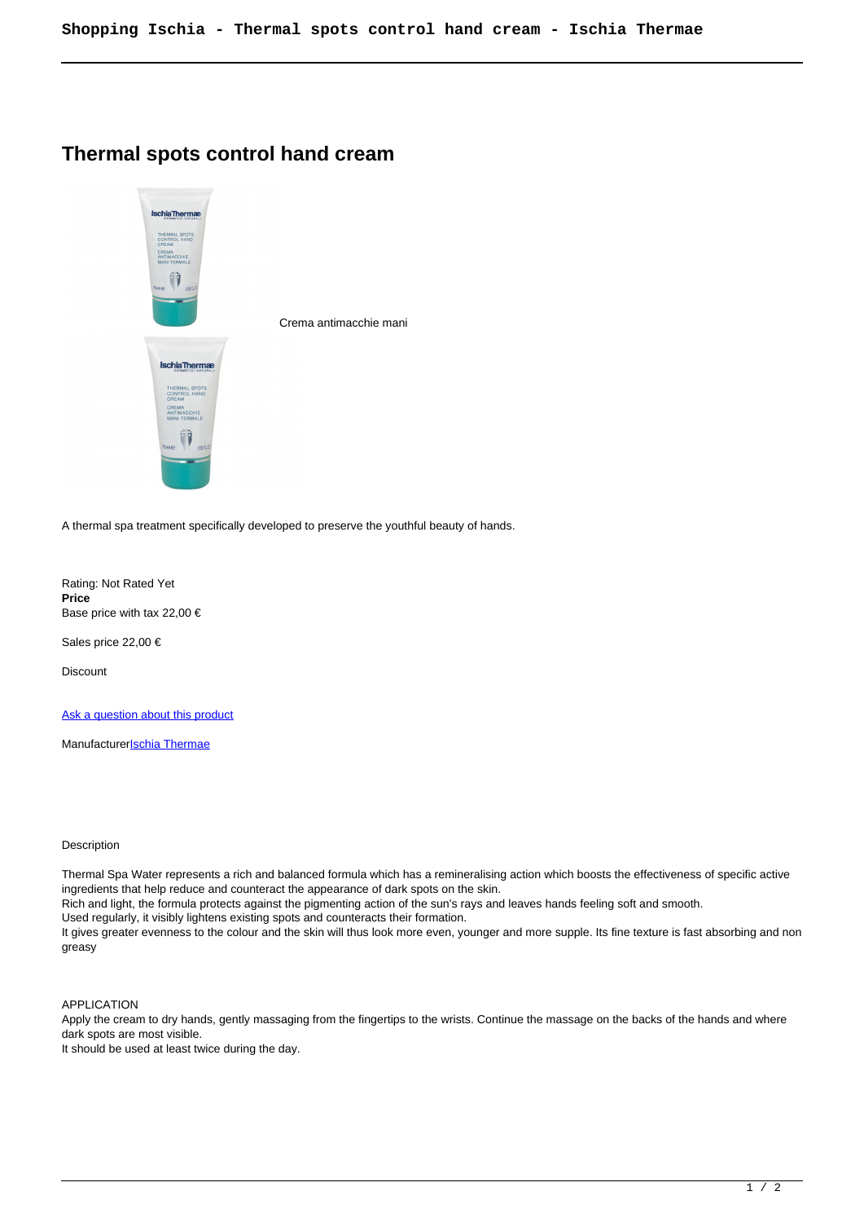# Thermal spots control hand cream

Crema antimacchie mani

A thermal spa treatment specifically developed to preserve the youthful beauty of hands.

Rating: Not Rated Yet
**Price**
Base price with tax 22,00 €

Sales price 22,00 €

Discount

[Ask a question about this product]

Manufacturer[Ischia Thermae]

Description

Thermal Spa Water represents a rich and balanced formula which has a remineralising action which boosts the effectiveness of specific active ingredients that help reduce and counteract the appearance of dark spots on the skin.
Rich and light, the formula protects against the pigmenting action of the sun's rays and leaves hands feeling soft and smooth.
Used regularly, it visibly lightens existing spots and counteracts their formation.
It gives greater evenness to the colour and the skin will thus look more even, younger and more supple. Its fine texture is fast absorbing and non greasy

APPLICATION
Apply the cream to dry hands, gently massaging from the fingertips to the wrists. Continue the massage on the backs of the hands and where dark spots are most visible.
It should be used at least twice during the day.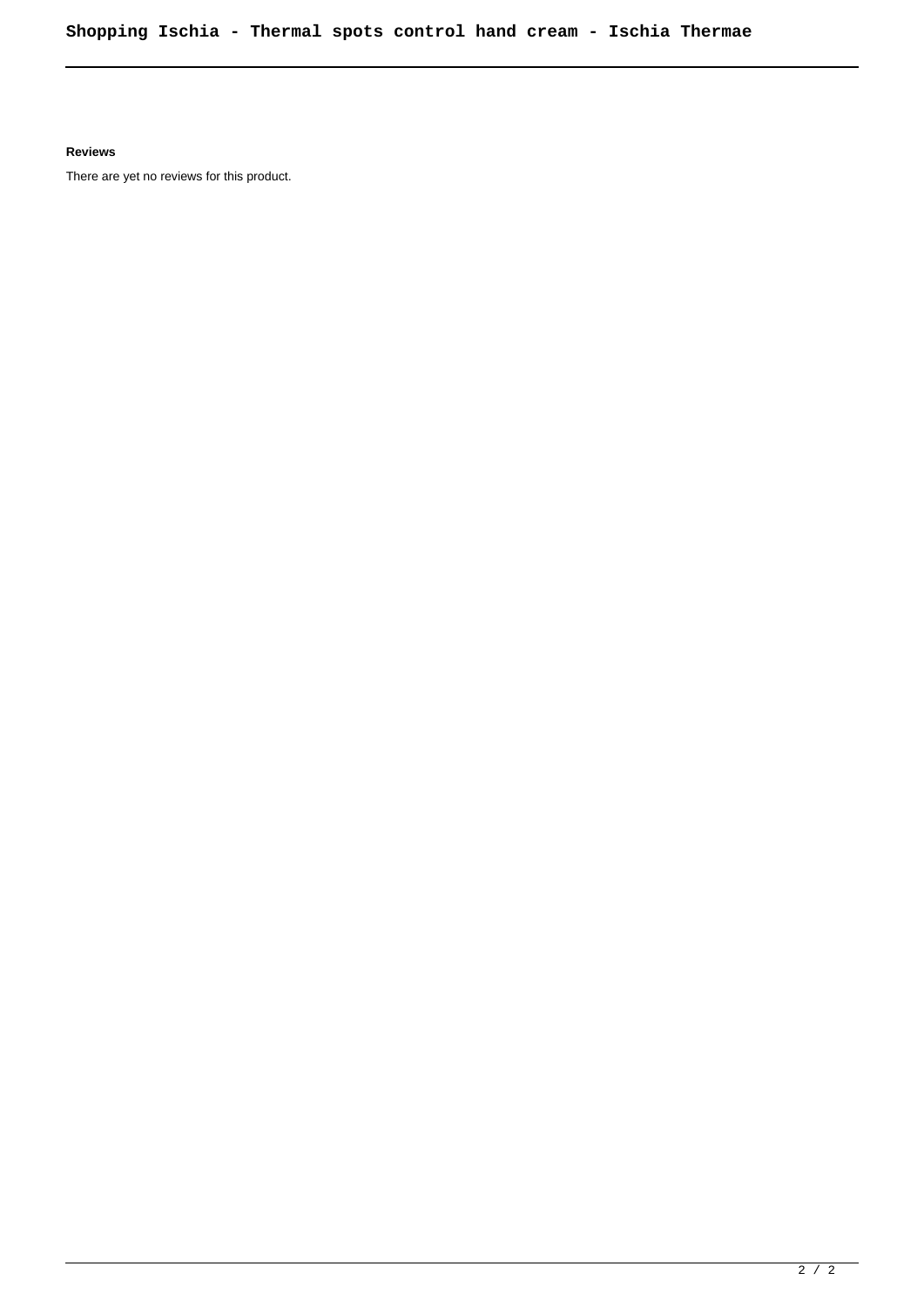**Reviews**

There are yet no reviews for this product.